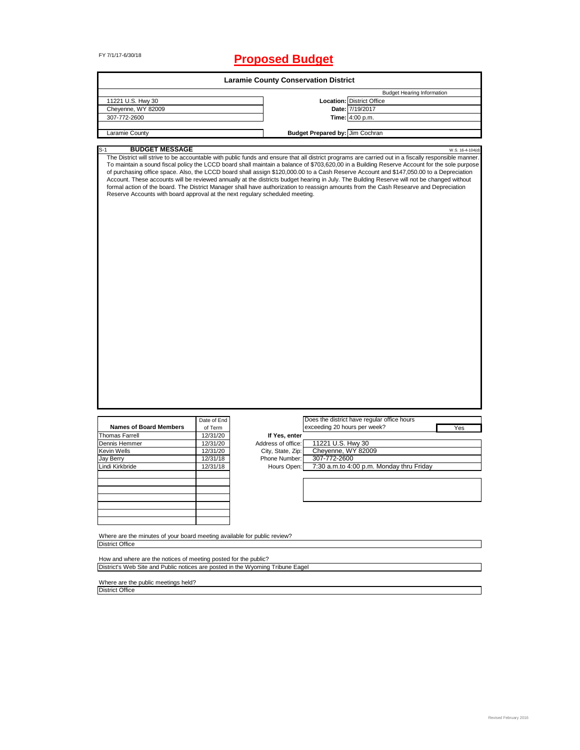FY 7/1/17-6/30/18

# Proposed Budget

## Laramie County Conservation District

| | | |
|---|---|---|
| | | Budget Hearing Information |
| 11221 U.S. Hwy 30 | **Location:** | District Office |
| Cheyenne, WY 82009 | **Date:** | 7/19/2017 |
| 307-772-2600 | **Time:** | 4:00 p.m. |
| Laramie County | **Budget Prepared by:** | Jim Cochran |

S-1 **BUDGET MESSAGE** W.S. 16-4-104(d)

The District will strive to be accountable with public funds and ensure that all district programs are carried out in a fiscally responsible manner. To maintain a sound fiscal policy the LCCD board shall maintain a balance of $703,620,00 in a Building Reserve Account for the sole purpose of purchasing office space. Also, the LCCD board shall assign $120,000.00 to a Cash Reserve Account and $147,050.00 to a Depreciation Account. These accounts will be reviewed annually at the districts budget hearing in July. The Building Reserve will not be changed without formal action of the board. The District Manager shall have authorization to reassign amounts from the Cash Researve and Depreciation Reserve Accounts with board approval at the next regulary scheduled meeting.

| Names of Board Members | Date of End of Term |
|---|---|
| Thomas Farrell | 12/31/20 |
| Dennis Hemmer | 12/31/20 |
| Kevin Wells | 12/31/20 |
| Jay Berry | 12/31/18 |
| Lindi Kirkbride | 12/31/18 |

Does the district have regular office hours exceeding 20 hours per week? Yes

| If Yes, enter | |
|---|---|
| Address of office: | 11221 U.S. Hwy 30 |
| City, State, Zip: | Cheyenne, WY 82009 |
| Phone Number: | 307-772-2600 |
| Hours Open: | 7:30 a.m.to 4:00 p.m. Monday thru Friday |

Where are the minutes of your board meeting available for public review?
District Office

How and where are the notices of meeting posted for the public?
District's Web Site and Public notices are posted in the Wyoming Tribune Eagel

Where are the public meetings held?
District Office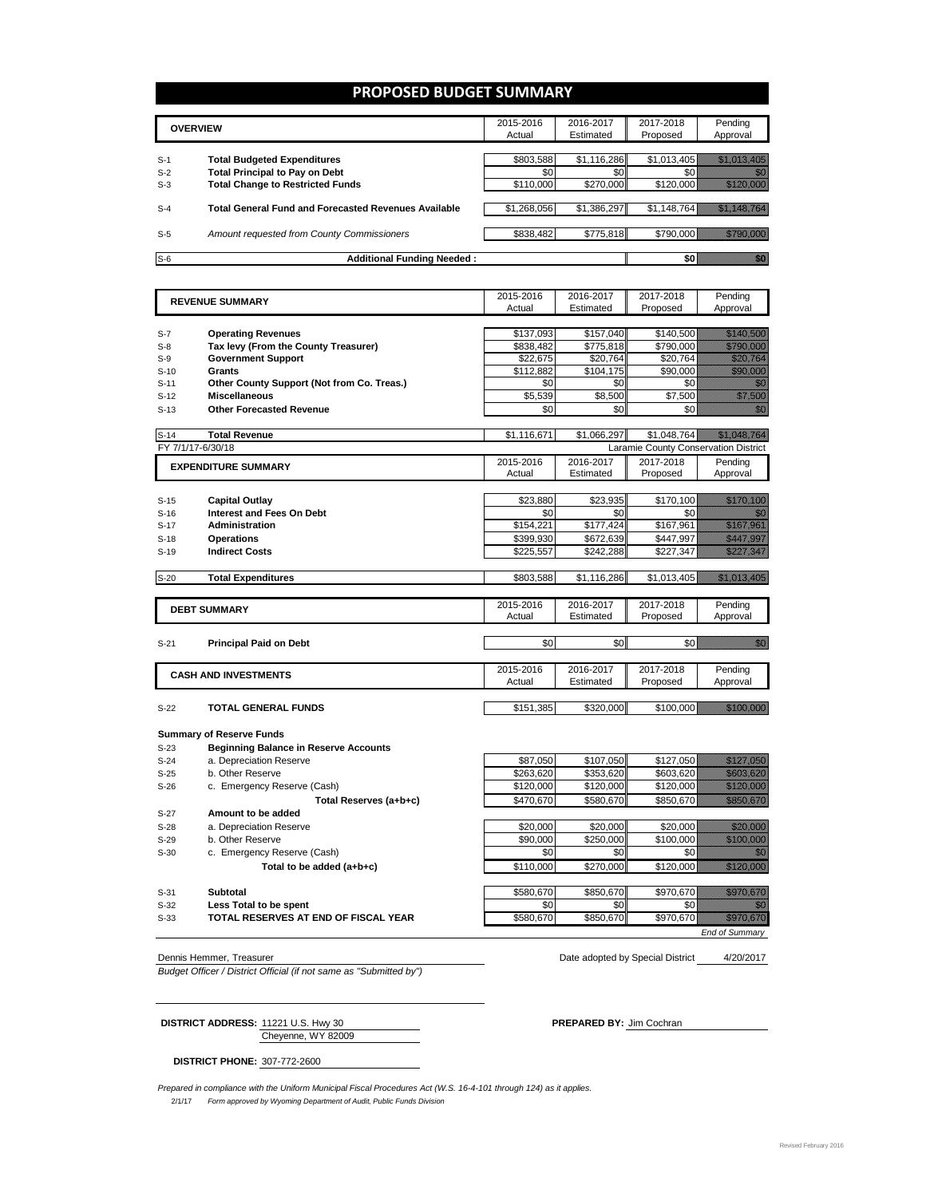# PROPOSED BUDGET SUMMARY

| | OVERVIEW | 2015-2016 Actual | 2016-2017 Estimated | 2017-2018 Proposed | Pending Approval |
|---|---|---|---|---|---|
| S-1 | **Total Budgeted Expenditures** | $803,588 | $1,116,286 | $1,013,405 | $1,013,405 |
| S-2 | **Total Principal to Pay on Debt** | $0 | $0 | $0 | $0 |
| S-3 | **Total Change to Restricted Funds** | $110,000 | $270,000 | $120,000 | $120,000 |
| S-4 | **Total General Fund and Forecasted Revenues Available** | $1,268,056 | $1,386,297 | $1,148,764 | $1,148,764 |
| S-5 | *Amount requested from County Commissioners* | $838,482 | $775,818 | $790,000 | $790,000 |
| S-6 | **Additional Funding Needed :** | | | $0 | $0 |

| | REVENUE SUMMARY | 2015-2016 Actual | 2016-2017 Estimated | 2017-2018 Proposed | Pending Approval |
|---|---|---|---|---|---|
| S-7 | **Operating Revenues** | $137,093 | $157,040 | $140,500 | $140,500 |
| S-8 | **Tax levy (From the County Treasurer)** | $838,482 | $775,818 | $790,000 | $790,000 |
| S-9 | **Government Support** | $22,675 | $20,764 | $20,764 | $20,764 |
| S-10 | **Grants** | $112,882 | $104,175 | $90,000 | $90,000 |
| S-11 | **Other County Support (Not from Co. Treas.)** | $0 | $0 | $0 | $0 |
| S-12 | **Miscellaneous** | $5,539 | $8,500 | $7,500 | $7,500 |
| S-13 | **Other Forecasted Revenue** | $0 | $0 | $0 | $0 |
| S-14 | **Total Revenue** | $1,116,671 | $1,066,297 | $1,048,764 | $1,048,764 |

FY 7/1/17-6/30/18 — Laramie County Conservation District

| | EXPENDITURE SUMMARY | 2015-2016 Actual | 2016-2017 Estimated | 2017-2018 Proposed | Pending Approval |
|---|---|---|---|---|---|
| S-15 | **Capital Outlay** | $23,880 | $23,935 | $170,100 | $170,100 |
| S-16 | **Interest and Fees On Debt** | $0 | $0 | $0 | $0 |
| S-17 | **Administration** | $154,221 | $177,424 | $167,961 | $167,961 |
| S-18 | **Operations** | $399,930 | $672,639 | $447,997 | $447,997 |
| S-19 | **Indirect Costs** | $225,557 | $242,288 | $227,347 | $227,347 |
| S-20 | **Total Expenditures** | $803,588 | $1,116,286 | $1,013,405 | $1,013,405 |

| | DEBT SUMMARY | 2015-2016 Actual | 2016-2017 Estimated | 2017-2018 Proposed | Pending Approval |
|---|---|---|---|---|---|
| S-21 | **Principal Paid on Debt** | $0 | $0 | $0 | $0 |

| | CASH AND INVESTMENTS | 2015-2016 Actual | 2016-2017 Estimated | 2017-2018 Proposed | Pending Approval |
|---|---|---|---|---|---|
| S-22 | **TOTAL GENERAL FUNDS** | $151,385 | $320,000 | $100,000 | $100,000 |

**Summary of Reserve Funds**

| | | 2015-2016 Actual | 2016-2017 Estimated | 2017-2018 Proposed | Pending Approval |
|---|---|---|---|---|---|
| S-23 | **Beginning Balance in Reserve Accounts** | | | | |
| S-24 | a. Depreciation Reserve | $87,050 | $107,050 | $127,050 | $127,050 |
| S-25 | b. Other Reserve | $263,620 | $353,620 | $603,620 | $603,620 |
| S-26 | c. Emergency Reserve (Cash) | $120,000 | $120,000 | $120,000 | $120,000 |
| | **Total Reserves (a+b+c)** | $470,670 | $580,670 | $850,670 | $850,670 |
| S-27 | **Amount to be added** | | | | |
| S-28 | a. Depreciation Reserve | $20,000 | $20,000 | $20,000 | $20,000 |
| S-29 | b. Other Reserve | $90,000 | $250,000 | $100,000 | $100,000 |
| S-30 | c. Emergency Reserve (Cash) | $0 | $0 | $0 | $0 |
| | **Total to be added (a+b+c)** | $110,000 | $270,000 | $120,000 | $120,000 |
| S-31 | **Subtotal** | $580,670 | $850,670 | $970,670 | $970,670 |
| S-32 | **Less Total to be spent** | $0 | $0 | $0 | $0 |
| S-33 | **TOTAL RESERVES AT END OF FISCAL YEAR** | $580,670 | $850,670 | $970,670 | $970,670 |

*End of Summary*

Dennis Hemmer, Treasurer — Date adopted by Special District 4/20/2017

*Budget Officer / District Official (if not same as "Submitted by")*

**DISTRICT ADDRESS:** 11221 U.S. Hwy 30, Cheyenne, WY 82009

**PREPARED BY:** Jim Cochran

**DISTRICT PHONE:** 307-772-2600

*Prepared in compliance with the Uniform Municipal Fiscal Procedures Act (W.S. 16-4-101 through 124) as it applies.*

2/1/17 *Form approved by Wyoming Department of Audit, Public Funds Division*

Revised February 2016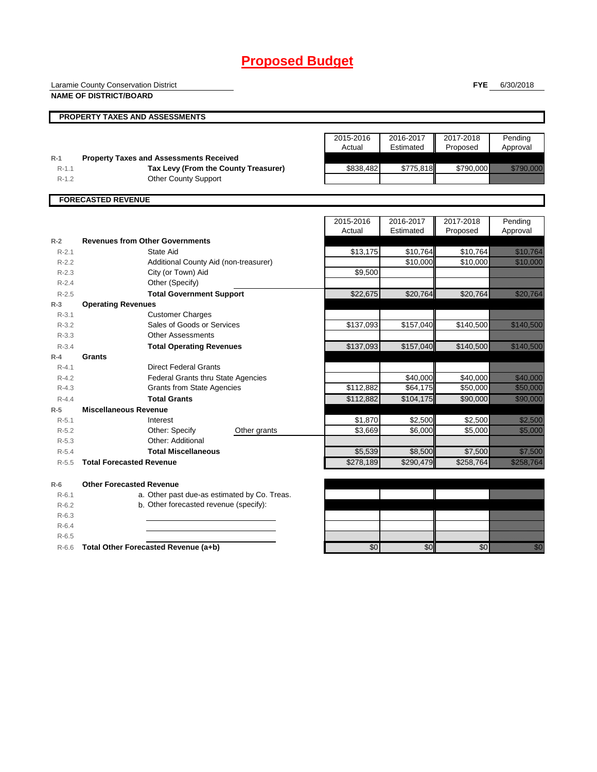# Proposed Budget

Laramie County Conservation District
**NAME OF DISTRICT/BOARD**

**FYE** 6/30/2018

## PROPERTY TAXES AND ASSESSMENTS

| | | 2015-2016 Actual | 2016-2017 Estimated | 2017-2018 Proposed | Pending Approval |
|---|---|---|---|---|---|
| R-1 | **Property Taxes and Assessments Received** | | | | |
| R-1.1 | **Tax Levy (From the County Treasurer)** | $838,482 | $775,818 | $790,000 | $790,000 |
| R-1.2 | Other County Support | | | | |

## FORECASTED REVENUE

| | | 2015-2016 Actual | 2016-2017 Estimated | 2017-2018 Proposed | Pending Approval |
|---|---|---|---|---|---|
| R-2 | **Revenues from Other Governments** | | | | |
| R-2.1 | State Aid | $13,175 | $10,764 | $10,764 | $10,764 |
| R-2.2 | Additional County Aid (non-treasurer) | | $10,000 | $10,000 | $10,000 |
| R-2.3 | City (or Town) Aid | $9,500 | | | |
| R-2.4 | Other (Specify) | | | | |
| R-2.5 | **Total Government Support** | $22,675 | $20,764 | $20,764 | $20,764 |
| R-3 | **Operating Revenues** | | | | |
| R-3.1 | Customer Charges | | | | |
| R-3.2 | Sales of Goods or Services | $137,093 | $157,040 | $140,500 | $140,500 |
| R-3.3 | Other Assessments | | | | |
| R-3.4 | **Total Operating Revenues** | $137,093 | $157,040 | $140,500 | $140,500 |
| R-4 | **Grants** | | | | |
| R-4.1 | Direct Federal Grants | | | | |
| R-4.2 | Federal Grants thru State Agencies | | $40,000 | $40,000 | $40,000 |
| R-4.3 | Grants from State Agencies | $112,882 | $64,175 | $50,000 | $50,000 |
| R-4.4 | **Total Grants** | $112,882 | $104,175 | $90,000 | $90,000 |
| R-5 | **Miscellaneous Revenue** | | | | |
| R-5.1 | Interest | $1,870 | $2,500 | $2,500 | $2,500 |
| R-5.2 | Other: Specify — Other grants | $3,669 | $6,000 | $5,000 | $5,000 |
| R-5.3 | Other: Additional | | | | |
| R-5.4 | **Total Miscellaneous** | $5,539 | $8,500 | $7,500 | $7,500 |
| R-5.5 | **Total Forecasted Revenue** | $278,189 | $290,479 | $258,764 | $258,764 |
| R-6 | **Other Forecasted Revenue** | | | | |
| R-6.1 | a. Other past due-as estimated by Co. Treas. | | | | |
| R-6.2 | b. Other forecasted revenue (specify): | | | | |
| R-6.3 | | | | | |
| R-6.4 | | | | | |
| R-6.5 | | | | | |
| R-6.6 | **Total Other Forecasted Revenue (a+b)** | $0 | $0 | $0 | $0 |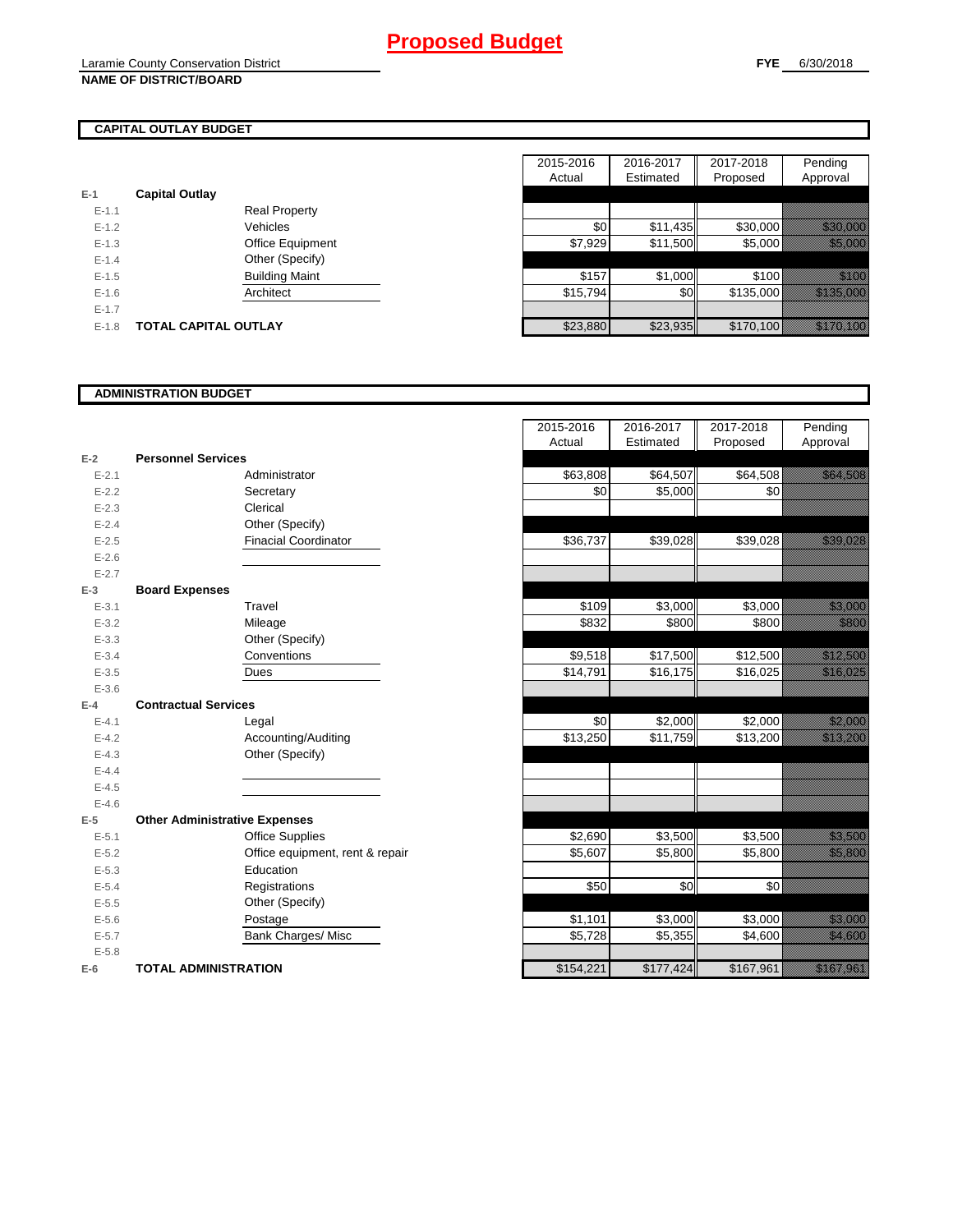# Proposed Budget

Laramie County Conservation District

**NAME OF DISTRICT/BOARD**

**FYE** 6/30/2018

## CAPITAL OUTLAY BUDGET

| | | | 2015-2016 Actual | 2016-2017 Estimated | 2017-2018 Proposed | Pending Approval |
|---|---|---|---|---|---|---|
| E-1 | **Capital Outlay** | | | | | |
| E-1.1 | | Real Property | | | | |
| E-1.2 | | Vehicles | $0 | $11,435 | $30,000 | $30,000 |
| E-1.3 | | Office Equipment | $7,929 | $11,500 | $5,000 | $5,000 |
| E-1.4 | | Other (Specify) | | | | |
| E-1.5 | | Building Maint | $157 | $1,000 | $100 | $100 |
| E-1.6 | | Architect | $15,794 | $0 | $135,000 | $135,000 |
| E-1.7 | | | | | | |
| E-1.8 | **TOTAL CAPITAL OUTLAY** | | $23,880 | $23,935 | $170,100 | $170,100 |

## ADMINISTRATION BUDGET

| | | | 2015-2016 Actual | 2016-2017 Estimated | 2017-2018 Proposed | Pending Approval |
|---|---|---|---|---|---|---|
| E-2 | **Personnel Services** | | | | | |
| E-2.1 | | Administrator | $63,808 | $64,507 | $64,508 | $64,508 |
| E-2.2 | | Secretary | $0 | $5,000 | $0 | |
| E-2.3 | | Clerical | | | | |
| E-2.4 | | Other (Specify) | | | | |
| E-2.5 | | Finacial Coordinator | $36,737 | $39,028 | $39,028 | $39,028 |
| E-2.6 | | | | | | |
| E-2.7 | | | | | | |
| E-3 | **Board Expenses** | | | | | |
| E-3.1 | | Travel | $109 | $3,000 | $3,000 | $3,000 |
| E-3.2 | | Mileage | $832 | $800 | $800 | $800 |
| E-3.3 | | Other (Specify) | | | | |
| E-3.4 | | Conventions | $9,518 | $17,500 | $12,500 | $12,500 |
| E-3.5 | | Dues | $14,791 | $16,175 | $16,025 | $16,025 |
| E-3.6 | | | | | | |
| E-4 | **Contractual Services** | | | | | |
| E-4.1 | | Legal | $0 | $2,000 | $2,000 | $2,000 |
| E-4.2 | | Accounting/Auditing | $13,250 | $11,759 | $13,200 | $13,200 |
| E-4.3 | | Other (Specify) | | | | |
| E-4.4 | | | | | | |
| E-4.5 | | | | | | |
| E-4.6 | | | | | | |
| E-5 | **Other Administrative Expenses** | | | | | |
| E-5.1 | | Office Supplies | $2,690 | $3,500 | $3,500 | $3,500 |
| E-5.2 | | Office equipment, rent & repair | $5,607 | $5,800 | $5,800 | $5,800 |
| E-5.3 | | Education | | | | |
| E-5.4 | | Registrations | $50 | $0 | $0 | |
| E-5.5 | | Other (Specify) | | | | |
| E-5.6 | | Postage | $1,101 | $3,000 | $3,000 | $3,000 |
| E-5.7 | | Bank Charges/ Misc | $5,728 | $5,355 | $4,600 | $4,600 |
| E-5.8 | | | | | | |
| E-6 | **TOTAL ADMINISTRATION** | | $154,221 | $177,424 | $167,961 | $167,961 |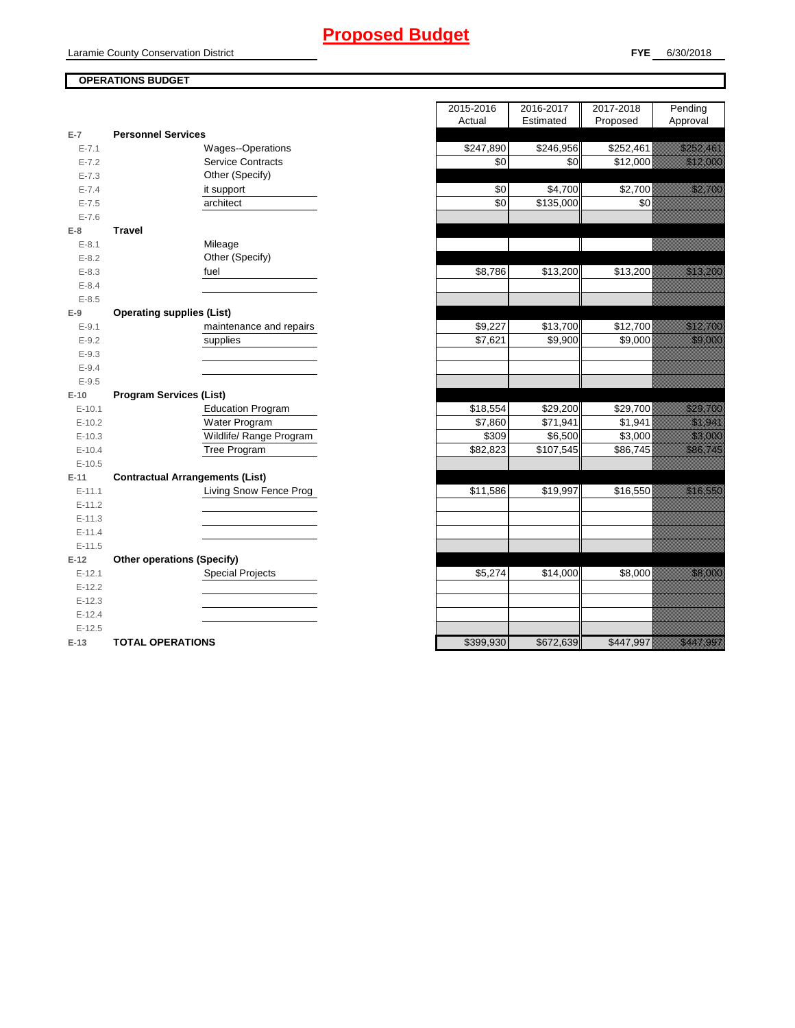# Proposed Budget

Laramie County Conservation District

**FYE** 6/30/2018

**OPERATIONS BUDGET**

| | | | 2015-2016 Actual | 2016-2017 Estimated | 2017-2018 Proposed | Pending Approval |
|---|---|---|---|---|---|---|
| E-7 | **Personnel Services** | | | | | |
| E-7.1 | | Wages--Operations | $247,890 | $246,956 | $252,461 | $252,461 |
| E-7.2 | | Service Contracts | $0 | $0 | $12,000 | $12,000 |
| E-7.3 | | Other (Specify) | | | | |
| E-7.4 | | it support | $0 | $4,700 | $2,700 | $2,700 |
| E-7.5 | | architect | $0 | $135,000 | $0 | |
| E-7.6 | | | | | | |
| E-8 | **Travel** | | | | | |
| E-8.1 | | Mileage | | | | |
| E-8.2 | | Other (Specify) | | | | |
| E-8.3 | | fuel | $8,786 | $13,200 | $13,200 | $13,200 |
| E-8.4 | | | | | | |
| E-8.5 | | | | | | |
| E-9 | **Operating supplies (List)** | | | | | |
| E-9.1 | | maintenance and repairs | $9,227 | $13,700 | $12,700 | $12,700 |
| E-9.2 | | supplies | $7,621 | $9,900 | $9,000 | $9,000 |
| E-9.3 | | | | | | |
| E-9.4 | | | | | | |
| E-9.5 | | | | | | |
| E-10 | **Program Services (List)** | | | | | |
| E-10.1 | | Education Program | $18,554 | $29,200 | $29,700 | $29,700 |
| E-10.2 | | Water Program | $7,860 | $71,941 | $1,941 | $1,941 |
| E-10.3 | | Wildlife/ Range Program | $309 | $6,500 | $3,000 | $3,000 |
| E-10.4 | | Tree Program | $82,823 | $107,545 | $86,745 | $86,745 |
| E-10.5 | | | | | | |
| E-11 | **Contractual Arrangements (List)** | | | | | |
| E-11.1 | | Living Snow Fence Prog | $11,586 | $19,997 | $16,550 | $16,550 |
| E-11.2 | | | | | | |
| E-11.3 | | | | | | |
| E-11.4 | | | | | | |
| E-11.5 | | | | | | |
| E-12 | **Other operations (Specify)** | | | | | |
| E-12.1 | | Special Projects | $5,274 | $14,000 | $8,000 | $8,000 |
| E-12.2 | | | | | | |
| E-12.3 | | | | | | |
| E-12.4 | | | | | | |
| E-12.5 | | | | | | |
| E-13 | **TOTAL OPERATIONS** | | $399,930 | $672,639 | $447,997 | $447,997 |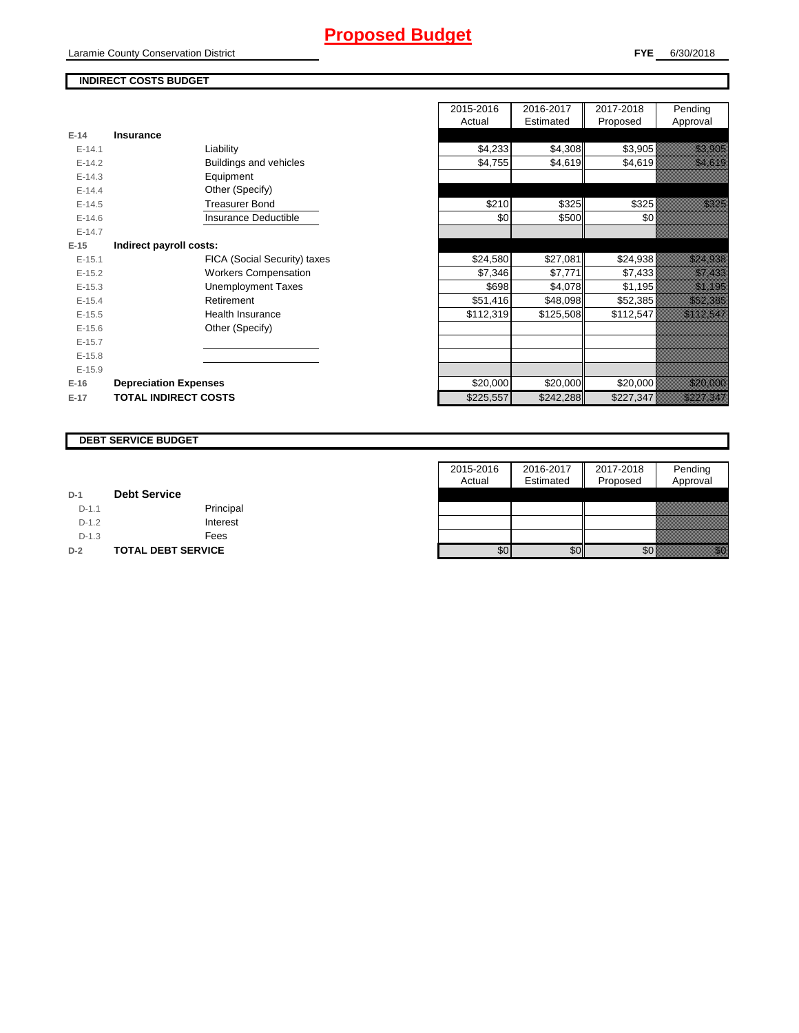# Proposed Budget

Laramie County Conservation District

**FYE** 6/30/2018

## INDIRECT COSTS BUDGET

| | | | 2015-2016 Actual | 2016-2017 Estimated | 2017-2018 Proposed | Pending Approval |
|---|---|---|---|---|---|---|
| E-14 | **Insurance** | | | | | |
| E-14.1 | | Liability | $4,233 | $4,308 | $3,905 | $3,905 |
| E-14.2 | | Buildings and vehicles | $4,755 | $4,619 | $4,619 | $4,619 |
| E-14.3 | | Equipment | | | | |
| E-14.4 | | Other (Specify) | | | | |
| E-14.5 | | Treasurer Bond | $210 | $325 | $325 | $325 |
| E-14.6 | | Insurance Deductible | $0 | $500 | $0 | |
| E-14.7 | | | | | | |
| E-15 | **Indirect payroll costs:** | | | | | |
| E-15.1 | | FICA (Social Security) taxes | $24,580 | $27,081 | $24,938 | $24,938 |
| E-15.2 | | Workers Compensation | $7,346 | $7,771 | $7,433 | $7,433 |
| E-15.3 | | Unemployment Taxes | $698 | $4,078 | $1,195 | $1,195 |
| E-15.4 | | Retirement | $51,416 | $48,098 | $52,385 | $52,385 |
| E-15.5 | | Health Insurance | $112,319 | $125,508 | $112,547 | $112,547 |
| E-15.6 | | Other (Specify) | | | | |
| E-15.7 | | | | | | |
| E-15.8 | | | | | | |
| E-15.9 | | | | | | |
| E-16 | **Depreciation Expenses** | | $20,000 | $20,000 | $20,000 | $20,000 |
| E-17 | **TOTAL INDIRECT COSTS** | | $225,557 | $242,288 | $227,347 | $227,347 |

## DEBT SERVICE BUDGET

| | | | 2015-2016 Actual | 2016-2017 Estimated | 2017-2018 Proposed | Pending Approval |
|---|---|---|---|---|---|---|
| D-1 | **Debt Service** | | | | | |
| D-1.1 | | Principal | | | | |
| D-1.2 | | Interest | | | | |
| D-1.3 | | Fees | | | | |
| D-2 | **TOTAL DEBT SERVICE** | | $0 | $0 | $0 | $0 |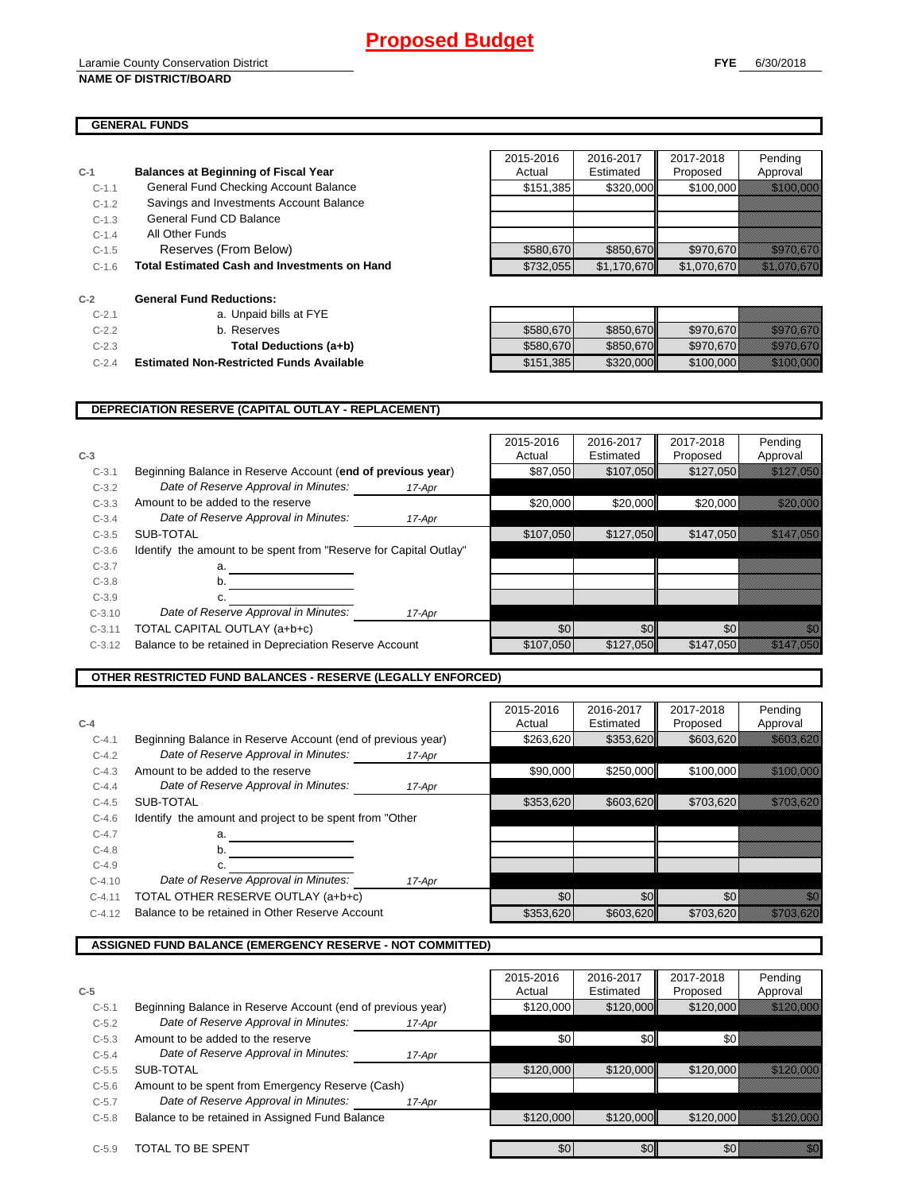# Proposed Budget

Laramie County Conservation District
**NAME OF DISTRICT/BOARD**

**FYE** 6/30/2018

## GENERAL FUNDS

| | | 2015-2016 Actual | 2016-2017 Estimated | 2017-2018 Proposed | Pending Approval |
|---|---|---|---|---|---|
| **C-1** | **Balances at Beginning of Fiscal Year** | | | | |
| C-1.1 | General Fund Checking Account Balance | $151,385 | $320,000 | $100,000 | $100,000 |
| C-1.2 | Savings and Investments Account Balance | | | | |
| C-1.3 | General Fund CD Balance | | | | |
| C-1.4 | All Other Funds | | | | |
| C-1.5 | Reserves (From Below) | $580,670 | $850,670 | $970,670 | $970,670 |
| C-1.6 | **Total Estimated Cash and Investments on Hand** | $732,055 | $1,170,670 | $1,070,670 | $1,070,670 |
| **C-2** | **General Fund Reductions:** | | | | |
| C-2.1 | a. Unpaid bills at FYE | | | | |
| C-2.2 | b. Reserves | $580,670 | $850,670 | $970,670 | $970,670 |
| C-2.3 | **Total Deductions (a+b)** | $580,670 | $850,670 | $970,670 | $970,670 |
| C-2.4 | **Estimated Non-Restricted Funds Available** | $151,385 | $320,000 | $100,000 | $100,000 |

## DEPRECIATION RESERVE (CAPITAL OUTLAY - REPLACEMENT)

| **C-3** | | 2015-2016 Actual | 2016-2017 Estimated | 2017-2018 Proposed | Pending Approval |
|---|---|---|---|---|---|
| C-3.1 | Beginning Balance in Reserve Account (**end of previous year**) | $87,050 | $107,050 | $127,050 | $127,050 |
| C-3.2 | *Date of Reserve Approval in Minutes:* *17-Apr* | | | | |
| C-3.3 | Amount to be added to the reserve | $20,000 | $20,000 | $20,000 | $20,000 |
| C-3.4 | *Date of Reserve Approval in Minutes:* *17-Apr* | | | | |
| C-3.5 | SUB-TOTAL | $107,050 | $127,050 | $147,050 | $147,050 |
| C-3.6 | Identify the amount to be spent from "Reserve for Capital Outlay" | | | | |
| C-3.7 | a. | | | | |
| C-3.8 | b. | | | | |
| C-3.9 | c. | | | | |
| C-3.10 | *Date of Reserve Approval in Minutes:* *17-Apr* | | | | |
| C-3.11 | TOTAL CAPITAL OUTLAY (a+b+c) | $0 | $0 | $0 | $0 |
| C-3.12 | Balance to be retained in Depreciation Reserve Account | $107,050 | $127,050 | $147,050 | $147,050 |

## OTHER RESTRICTED FUND BALANCES - RESERVE (LEGALLY ENFORCED)

| **C-4** | | 2015-2016 Actual | 2016-2017 Estimated | 2017-2018 Proposed | Pending Approval |
|---|---|---|---|---|---|
| C-4.1 | Beginning Balance in Reserve Account (end of previous year) | $263,620 | $353,620 | $603,620 | $603,620 |
| C-4.2 | *Date of Reserve Approval in Minutes:* *17-Apr* | | | | |
| C-4.3 | Amount to be added to the reserve | $90,000 | $250,000 | $100,000 | $100,000 |
| C-4.4 | *Date of Reserve Approval in Minutes:* *17-Apr* | | | | |
| C-4.5 | SUB-TOTAL | $353,620 | $603,620 | $703,620 | $703,620 |
| C-4.6 | Identify the amount and project to be spent from "Other | | | | |
| C-4.7 | a. | | | | |
| C-4.8 | b. | | | | |
| C-4.9 | c. | | | | |
| C-4.10 | *Date of Reserve Approval in Minutes:* *17-Apr* | | | | |
| C-4.11 | TOTAL OTHER RESERVE OUTLAY (a+b+c) | $0 | $0 | $0 | $0 |
| C-4.12 | Balance to be retained in Other Reserve Account | $353,620 | $603,620 | $703,620 | $703,620 |

## ASSIGNED FUND BALANCE (EMERGENCY RESERVE - NOT COMMITTED)

| **C-5** | | 2015-2016 Actual | 2016-2017 Estimated | 2017-2018 Proposed | Pending Approval |
|---|---|---|---|---|---|
| C-5.1 | Beginning Balance in Reserve Account (end of previous year) | $120,000 | $120,000 | $120,000 | $120,000 |
| C-5.2 | *Date of Reserve Approval in Minutes:* *17-Apr* | | | | |
| C-5.3 | Amount to be added to the reserve | $0 | $0 | $0 | |
| C-5.4 | *Date of Reserve Approval in Minutes:* *17-Apr* | | | | |
| C-5.5 | SUB-TOTAL | $120,000 | $120,000 | $120,000 | $120,000 |
| C-5.6 | Amount to be spent from Emergency Reserve (Cash) | | | | |
| C-5.7 | *Date of Reserve Approval in Minutes:* *17-Apr* | | | | |
| C-5.8 | Balance to be retained in Assigned Fund Balance | $120,000 | $120,000 | $120,000 | $120,000 |
| C-5.9 | TOTAL TO BE SPENT | $0 | $0 | $0 | $0 |